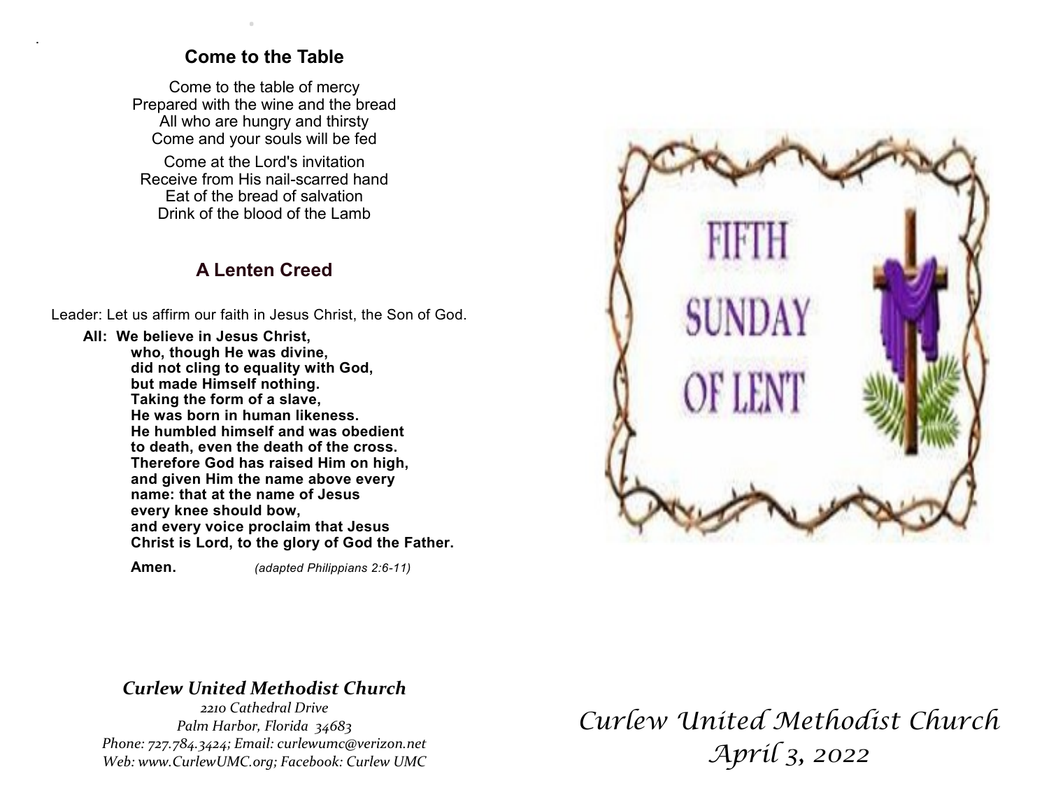## Come to the Table

Come to the table of mercy
Prepared with the wine and the bread
All who are hungry and thirsty
Come and your souls will be fed

Come at the Lord's invitation
Receive from His nail-scarred hand
Eat of the bread of salvation
Drink of the blood of the Lamb

## A Lenten Creed

Leader: Let us affirm our faith in Jesus Christ, the Son of God.

**All: We believe in Jesus Christ,**
**who, though He was divine,**
**did not cling to equality with God,**
**but made Himself nothing.**
**Taking the form of a slave,**
**He was born in human likeness.**
**He humbled himself and was obedient**
**to death, even the death of the cross.**
**Therefore God has raised Him on high,**
**and given Him the name above every**
**name: that at the name of Jesus**
**every knee should bow,**
**and every voice proclaim that Jesus**
**Christ is Lord, to the glory of God the Father.**

**Amen.** *(adapted Philippians 2:6-11)*

***Curlew United Methodist Church***

*2210 Cathedral Drive*
*Palm Harbor, Florida 34683*
*Phone: 727.784.3424; Email: curlewumc@verizon.net*
*Web: www.CurlewUMC.org; Facebook: Curlew UMC*

FIFTH SUNDAY OF LENT

*Curlew United Methodist Church*
*April 3, 2022*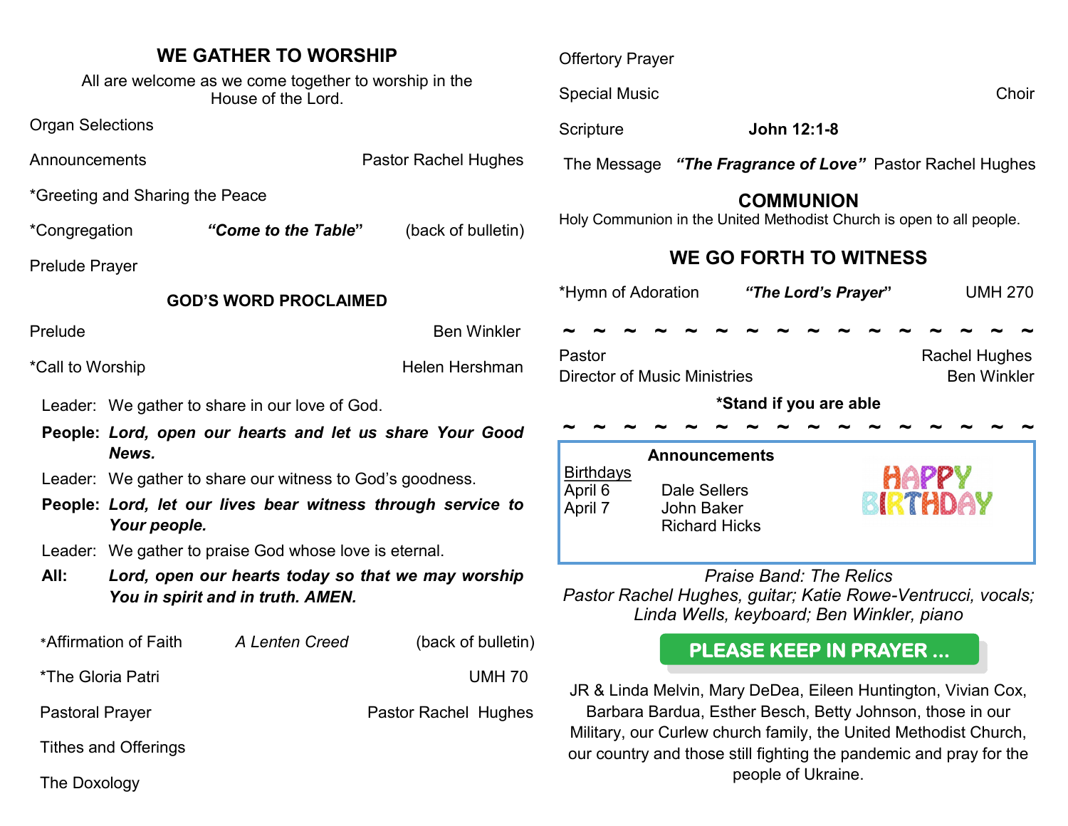## WE GATHER TO WORSHIP

All are welcome as we come together to worship in the House of the Lord.

Organ Selections

Announcements — Pastor Rachel Hughes

*Greeting and Sharing the Peace

*Congregation — ***"Come to the Table"*** — (back of bulletin)

Prelude Prayer

### GOD'S WORD PROCLAIMED

Prelude — Ben Winkler

*Call to Worship — Helen Hershman

Leader: We gather to share in our love of God.

**People:** ***Lord, open our hearts and let us share Your Good News.***

Leader: We gather to share our witness to God's goodness.

**People:** ***Lord, let our lives bear witness through service to Your people.***

Leader: We gather to praise God whose love is eternal.

**All:** ***Lord, open our hearts today so that we may worship You in spirit and in truth. AMEN.***

*Affirmation of Faith — *A Lenten Creed* — (back of bulletin)

*The Gloria Patri — UMH 70

Pastoral Prayer — Pastor Rachel Hughes

Tithes and Offerings

The Doxology

Offertory Prayer

Special Music — Choir

Scripture — **John 12:1-8**

The Message — ***"The Fragrance of Love"*** — Pastor Rachel Hughes

## COMMUNION

Holy Communion in the United Methodist Church is open to all people.

## WE GO FORTH TO WITNESS

*Hymn of Adoration — ***"The Lord's Prayer"*** — UMH 270

~ ~ ~ ~ ~ ~ ~ ~ ~ ~ ~ ~ ~ ~ ~ ~

Pastor — Rachel Hughes

Director of Music Ministries — Ben Winkler

**\*Stand if you are able**

~ ~ ~ ~ ~ ~ ~ ~ ~ ~ ~ ~ ~ ~ ~ ~

**Announcements**

Birthdays

April 6 — Dale Sellers

April 7 — John Baker, Richard Hicks

HAPPY BIRTHDAY

*Praise Band: The Relics*

*Pastor Rachel Hughes, guitar; Katie Rowe-Ventrucci, vocals; Linda Wells, keyboard; Ben Winkler, piano*

**PLEASE KEEP IN PRAYER ...**

JR & Linda Melvin, Mary DeDea, Eileen Huntington, Vivian Cox, Barbara Bardua, Esther Besch, Betty Johnson, those in our Military, our Curlew church family, the United Methodist Church, our country and those still fighting the pandemic and pray for the people of Ukraine.